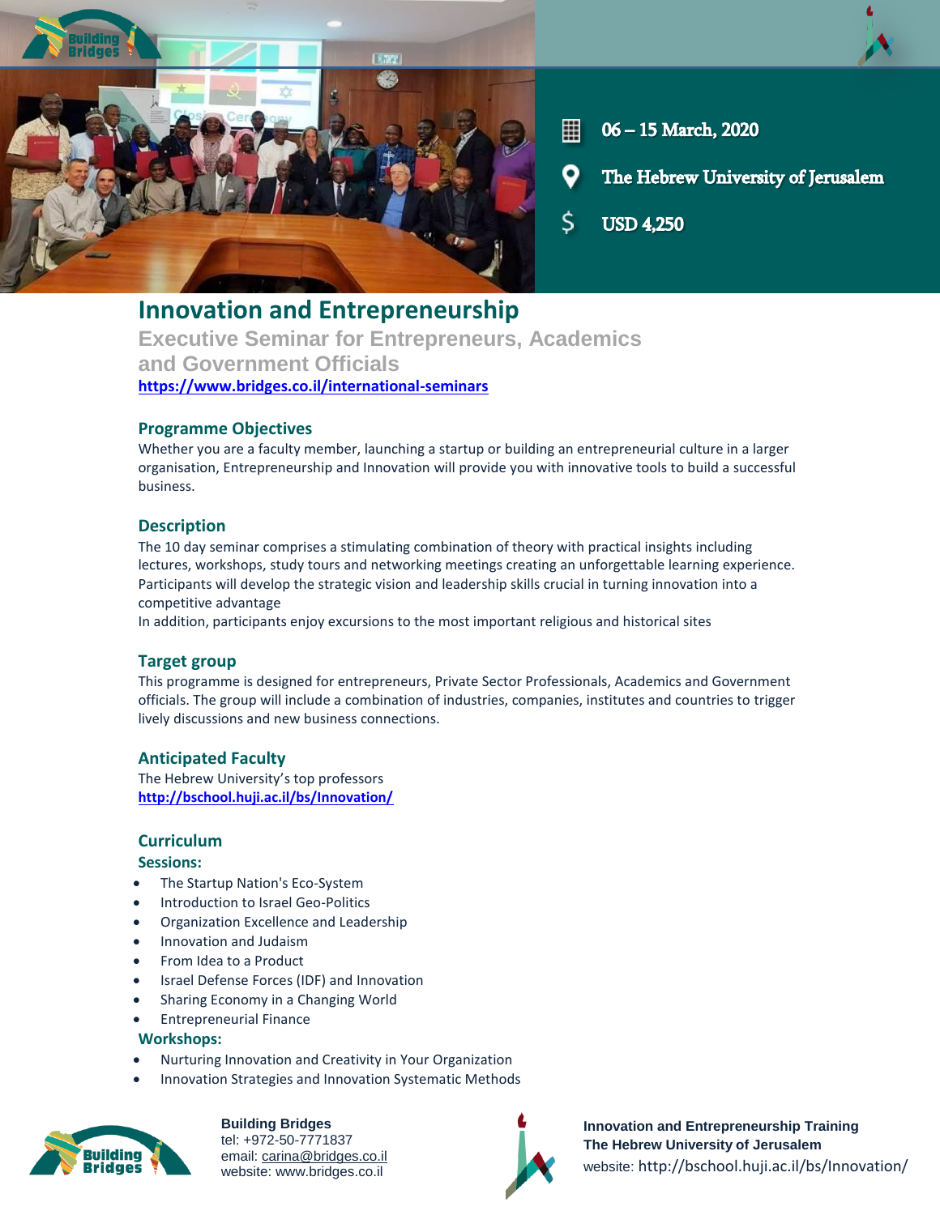06 – 15 March, 2020

The Hebrew University of Jerusalem

USD 4,250

# Innovation and Entrepreneurship

## Executive Seminar for Entrepreneurs, Academics and Government Officials

https://www.bridges.co.il/international-seminars

### Programme Objectives

Whether you are a faculty member, launching a startup or building an entrepreneurial culture in a larger organisation, Entrepreneurship and Innovation will provide you with innovative tools to build a successful business.

### Description

The 10 day seminar comprises a stimulating combination of theory with practical insights including lectures, workshops, study tours and networking meetings creating an unforgettable learning experience. Participants will develop the strategic vision and leadership skills crucial in turning innovation into a competitive advantage

In addition, participants enjoy excursions to the most important religious and historical sites

### Target group

This programme is designed for entrepreneurs, Private Sector Professionals, Academics and Government officials. The group will include a combination of industries, companies, institutes and countries to trigger lively discussions and new business connections.

### Anticipated Faculty

The Hebrew University's top professors

http://bschool.huji.ac.il/bs/Innovation/

### Curriculum

**Sessions:**

- The Startup Nation's Eco-System
- Introduction to Israel Geo-Politics
- Organization Excellence and Leadership
- Innovation and Judaism
- From Idea to a Product
- Israel Defense Forces (IDF) and Innovation
- Sharing Economy in a Changing World
- Entrepreneurial Finance

**Workshops:**

- Nurturing Innovation and Creativity in Your Organization
- Innovation Strategies and Innovation Systematic Methods

**Building Bridges**
tel: +972-50-7771837
email: carina@bridges.co.il
website: www.bridges.co.il

**Innovation and Entrepreneurship Training**
**The Hebrew University of Jerusalem**
website: http://bschool.huji.ac.il/bs/Innovation/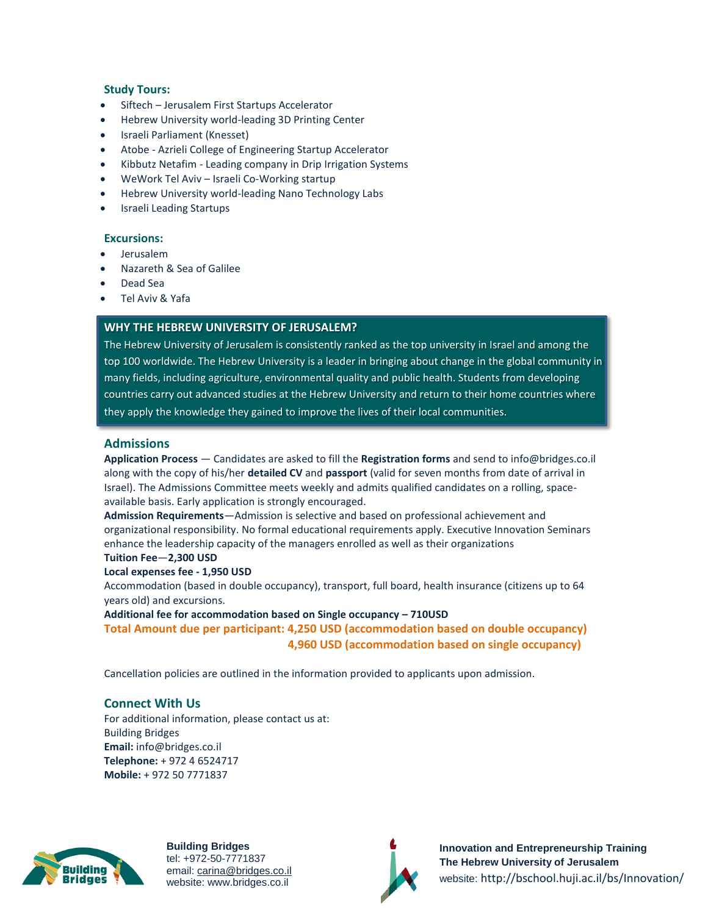### Study Tours:

- Siftech – Jerusalem First Startups Accelerator
- Hebrew University world-leading 3D Printing Center
- Israeli Parliament (Knesset)
- Atobe - Azrieli College of Engineering Startup Accelerator
- Kibbutz Netafim - Leading company in Drip Irrigation Systems
- WeWork Tel Aviv – Israeli Co-Working startup
- Hebrew University world-leading Nano Technology Labs
- Israeli Leading Startups

### Excursions:

- Jerusalem
- Nazareth & Sea of Galilee
- Dead Sea
- Tel Aviv & Yafa

**WHY THE HEBREW UNIVERSITY OF JERUSALEM?**

The Hebrew University of Jerusalem is consistently ranked as the top university in Israel and among the top 100 worldwide. The Hebrew University is a leader in bringing about change in the global community in many fields, including agriculture, environmental quality and public health. Students from developing countries carry out advanced studies at the Hebrew University and return to their home countries where they apply the knowledge they gained to improve the lives of their local communities.

## Admissions

**Application Process** — Candidates are asked to fill the **Registration forms** and send to info@bridges.co.il along with the copy of his/her **detailed CV** and **passport** (valid for seven months from date of arrival in Israel). The Admissions Committee meets weekly and admits qualified candidates on a rolling, space-available basis. Early application is strongly encouraged.

**Admission Requirements**—Admission is selective and based on professional achievement and organizational responsibility. No formal educational requirements apply. Executive Innovation Seminars enhance the leadership capacity of the managers enrolled as well as their organizations

**Tuition Fee—2,300 USD**

**Local expenses fee - 1,950 USD**

Accommodation (based in double occupancy), transport, full board, health insurance (citizens up to 64 years old) and excursions.

**Additional fee for accommodation based on Single occupancy – 710USD**

**Total Amount due per participant: 4,250 USD (accommodation based on double occupancy)**
**4,960 USD (accommodation based on single occupancy)**

Cancellation policies are outlined in the information provided to applicants upon admission.

## Connect With Us

For additional information, please contact us at:
Building Bridges
**Email:** info@bridges.co.il
**Telephone:** + 972 4 6524717
**Mobile:** + 972 50 7771837

**Building Bridges**
tel: +972-50-7771837
email: carina@bridges.co.il
website: www.bridges.co.il

**Innovation and Entrepreneurship Training**
**The Hebrew University of Jerusalem**
website: http://bschool.huji.ac.il/bs/Innovation/